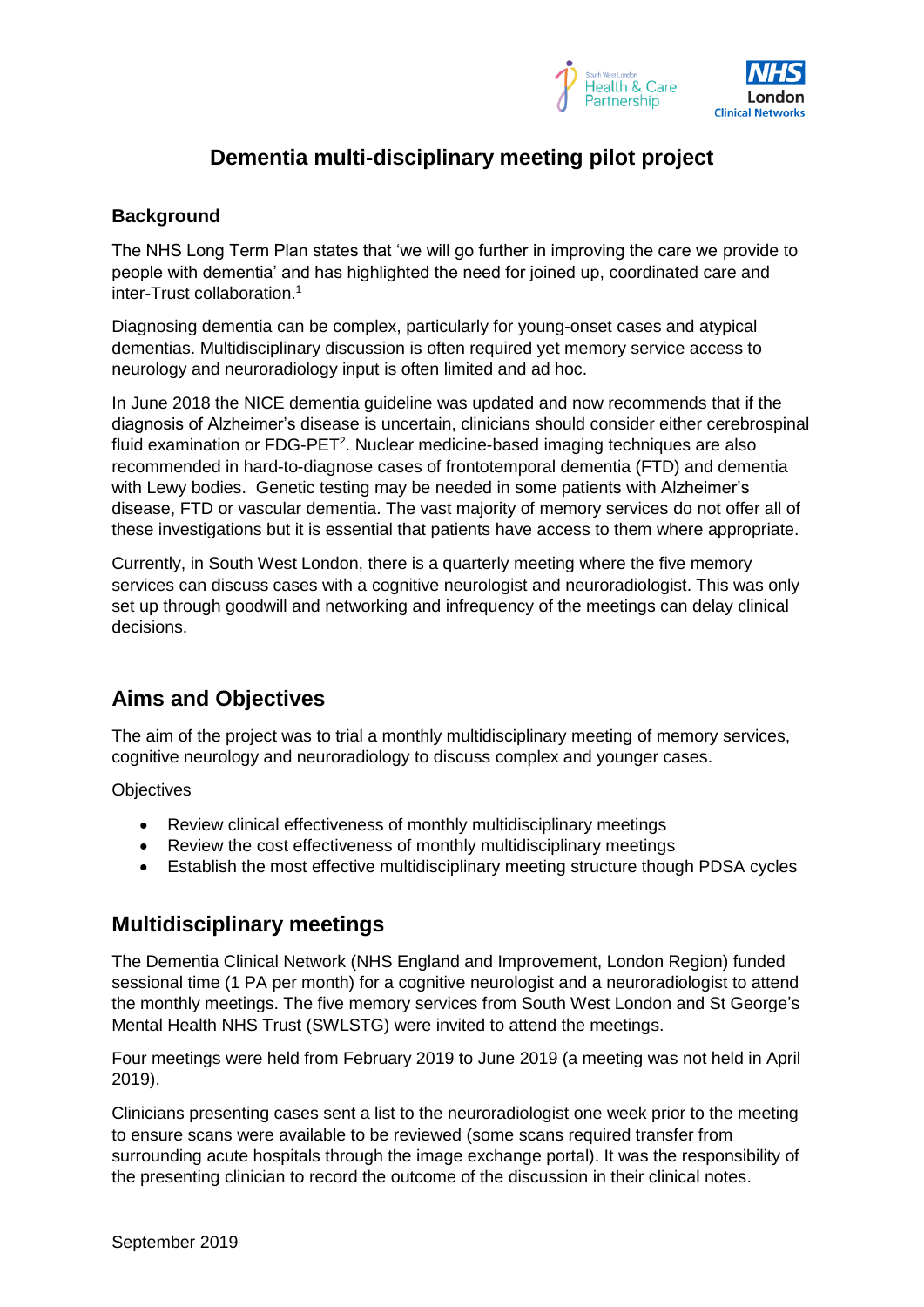# Dementia multi-disciplinary meeting pilot project

## Background

The NHS Long Term Plan states that 'we will go further in improving the care we provide to people with dementia' and has highlighted the need for joined up, coordinated care and inter-Trust collaboration.[1]

Diagnosing dementia can be complex, particularly for young-onset cases and atypical dementias. Multidisciplinary discussion is often required yet memory service access to neurology and neuroradiology input is often limited and ad hoc.

In June 2018 the NICE dementia guideline was updated and now recommends that if the diagnosis of Alzheimer's disease is uncertain, clinicians should consider either cerebrospinal fluid examination or FDG-PET[2]. Nuclear medicine-based imaging techniques are also recommended in hard-to-diagnose cases of frontotemporal dementia (FTD) and dementia with Lewy bodies. Genetic testing may be needed in some patients with Alzheimer's disease, FTD or vascular dementia. The vast majority of memory services do not offer all of these investigations but it is essential that patients have access to them where appropriate.

Currently, in South West London, there is a quarterly meeting where the five memory services can discuss cases with a cognitive neurologist and neuroradiologist. This was only set up through goodwill and networking and infrequency of the meetings can delay clinical decisions.

## Aims and Objectives

The aim of the project was to trial a monthly multidisciplinary meeting of memory services, cognitive neurology and neuroradiology to discuss complex and younger cases.

Objectives

- Review clinical effectiveness of monthly multidisciplinary meetings
- Review the cost effectiveness of monthly multidisciplinary meetings
- Establish the most effective multidisciplinary meeting structure though PDSA cycles

## Multidisciplinary meetings

The Dementia Clinical Network (NHS England and Improvement, London Region) funded sessional time (1 PA per month) for a cognitive neurologist and a neuroradiologist to attend the monthly meetings. The five memory services from South West London and St George's Mental Health NHS Trust (SWLSTG) were invited to attend the meetings.

Four meetings were held from February 2019 to June 2019 (a meeting was not held in April 2019).

Clinicians presenting cases sent a list to the neuroradiologist one week prior to the meeting to ensure scans were available to be reviewed (some scans required transfer from surrounding acute hospitals through the image exchange portal). It was the responsibility of the presenting clinician to record the outcome of the discussion in their clinical notes.

September 2019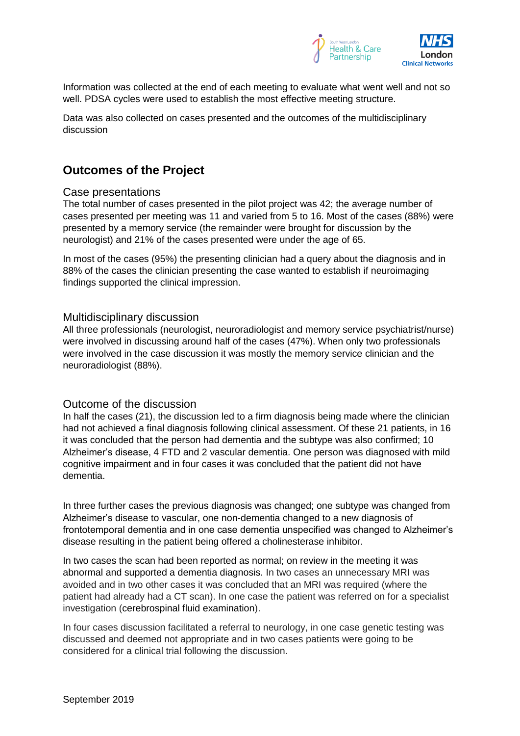Information was collected at the end of each meeting to evaluate what went well and not so well. PDSA cycles were used to establish the most effective meeting structure.

Data was also collected on cases presented and the outcomes of the multidisciplinary discussion

## Outcomes of the Project

### Case presentations

The total number of cases presented in the pilot project was 42; the average number of cases presented per meeting was 11 and varied from 5 to 16. Most of the cases (88%) were presented by a memory service (the remainder were brought for discussion by the neurologist) and 21% of the cases presented were under the age of 65.

In most of the cases (95%) the presenting clinician had a query about the diagnosis and in 88% of the cases the clinician presenting the case wanted to establish if neuroimaging findings supported the clinical impression.

### Multidisciplinary discussion

All three professionals (neurologist, neuroradiologist and memory service psychiatrist/nurse) were involved in discussing around half of the cases (47%). When only two professionals were involved in the case discussion it was mostly the memory service clinician and the neuroradiologist (88%).

### Outcome of the discussion

In half the cases (21), the discussion led to a firm diagnosis being made where the clinician had not achieved a final diagnosis following clinical assessment. Of these 21 patients, in 16 it was concluded that the person had dementia and the subtype was also confirmed; 10 Alzheimer's disease, 4 FTD and 2 vascular dementia. One person was diagnosed with mild cognitive impairment and in four cases it was concluded that the patient did not have dementia.

In three further cases the previous diagnosis was changed; one subtype was changed from Alzheimer's disease to vascular, one non-dementia changed to a new diagnosis of frontotemporal dementia and in one case dementia unspecified was changed to Alzheimer's disease resulting in the patient being offered a cholinesterase inhibitor.

In two cases the scan had been reported as normal; on review in the meeting it was abnormal and supported a dementia diagnosis. In two cases an unnecessary MRI was avoided and in two other cases it was concluded that an MRI was required (where the patient had already had a CT scan). In one case the patient was referred on for a specialist investigation (cerebrospinal fluid examination).

In four cases discussion facilitated a referral to neurology, in one case genetic testing was discussed and deemed not appropriate and in two cases patients were going to be considered for a clinical trial following the discussion.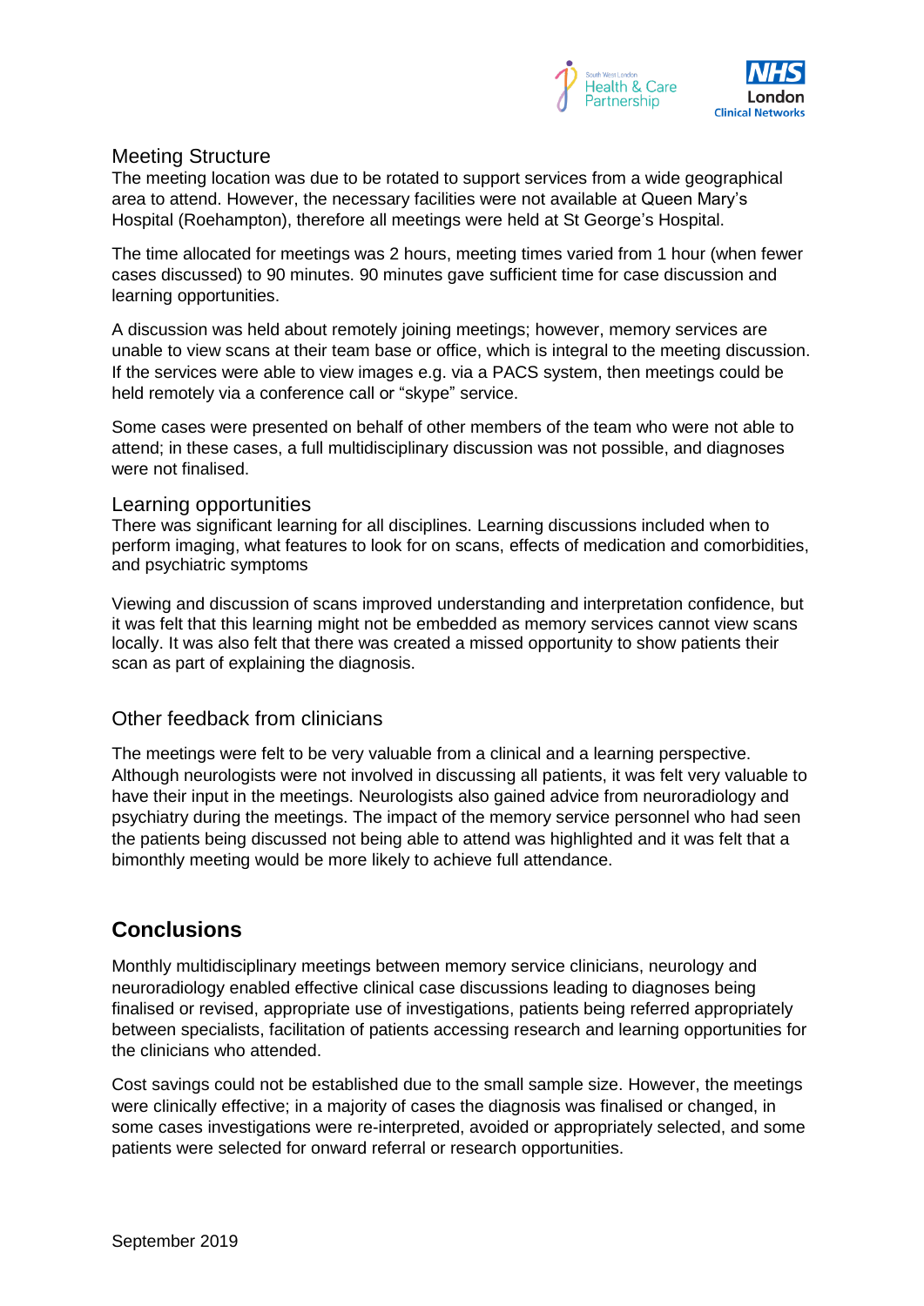### Meeting Structure

The meeting location was due to be rotated to support services from a wide geographical area to attend. However, the necessary facilities were not available at Queen Mary's Hospital (Roehampton), therefore all meetings were held at St George's Hospital.

The time allocated for meetings was 2 hours, meeting times varied from 1 hour (when fewer cases discussed) to 90 minutes. 90 minutes gave sufficient time for case discussion and learning opportunities.

A discussion was held about remotely joining meetings; however, memory services are unable to view scans at their team base or office, which is integral to the meeting discussion. If the services were able to view images e.g. via a PACS system, then meetings could be held remotely via a conference call or "skype" service.

Some cases were presented on behalf of other members of the team who were not able to attend; in these cases, a full multidisciplinary discussion was not possible, and diagnoses were not finalised.

### Learning opportunities

There was significant learning for all disciplines. Learning discussions included when to perform imaging, what features to look for on scans, effects of medication and comorbidities, and psychiatric symptoms

Viewing and discussion of scans improved understanding and interpretation confidence, but it was felt that this learning might not be embedded as memory services cannot view scans locally. It was also felt that there was created a missed opportunity to show patients their scan as part of explaining the diagnosis.

### Other feedback from clinicians

The meetings were felt to be very valuable from a clinical and a learning perspective. Although neurologists were not involved in discussing all patients, it was felt very valuable to have their input in the meetings. Neurologists also gained advice from neuroradiology and psychiatry during the meetings. The impact of the memory service personnel who had seen the patients being discussed not being able to attend was highlighted and it was felt that a bimonthly meeting would be more likely to achieve full attendance.

## Conclusions

Monthly multidisciplinary meetings between memory service clinicians, neurology and neuroradiology enabled effective clinical case discussions leading to diagnoses being finalised or revised, appropriate use of investigations, patients being referred appropriately between specialists, facilitation of patients accessing research and learning opportunities for the clinicians who attended.

Cost savings could not be established due to the small sample size. However, the meetings were clinically effective; in a majority of cases the diagnosis was finalised or changed, in some cases investigations were re-interpreted, avoided or appropriately selected, and some patients were selected for onward referral or research opportunities.

September 2019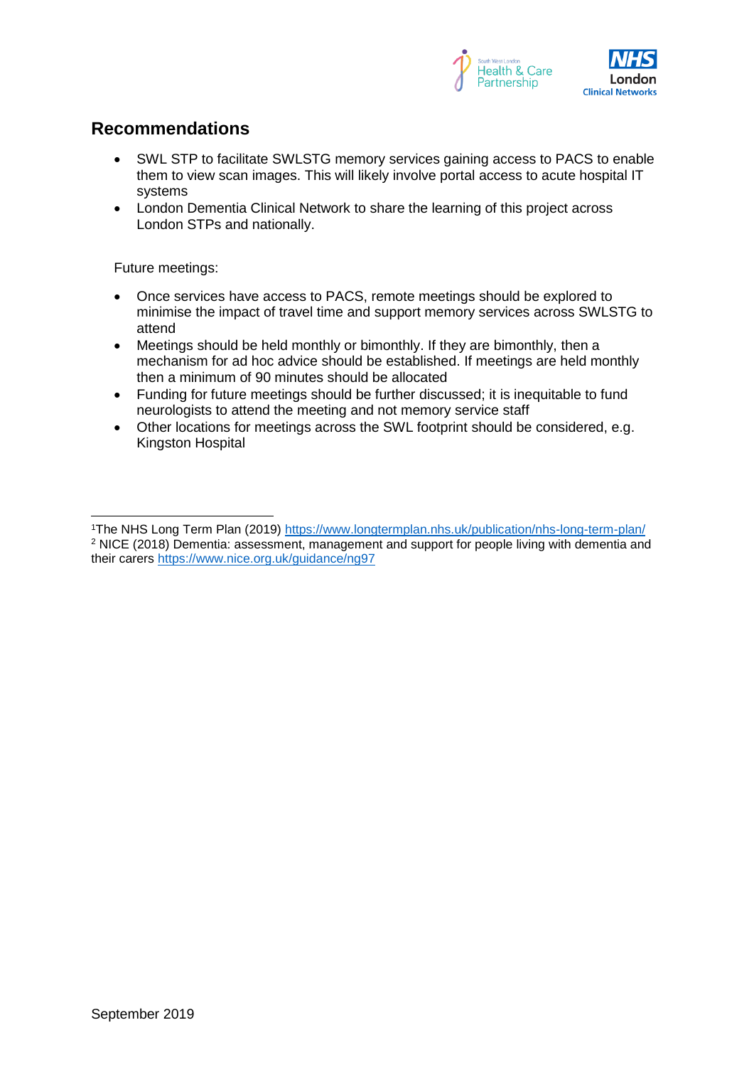## Recommendations

- SWL STP to facilitate SWLSTG memory services gaining access to PACS to enable them to view scan images. This will likely involve portal access to acute hospital IT systems
- London Dementia Clinical Network to share the learning of this project across London STPs and nationally.

Future meetings:

- Once services have access to PACS, remote meetings should be explored to minimise the impact of travel time and support memory services across SWLSTG to attend
- Meetings should be held monthly or bimonthly. If they are bimonthly, then a mechanism for ad hoc advice should be established. If meetings are held monthly then a minimum of 90 minutes should be allocated
- Funding for future meetings should be further discussed; it is inequitable to fund neurologists to attend the meeting and not memory service staff
- Other locations for meetings across the SWL footprint should be considered, e.g. Kingston Hospital

---

[1] The NHS Long Term Plan (2019) https://www.longtermplan.nhs.uk/publication/nhs-long-term-plan/

[2] NICE (2018) Dementia: assessment, management and support for people living with dementia and their carers https://www.nice.org.uk/guidance/ng97

September 2019